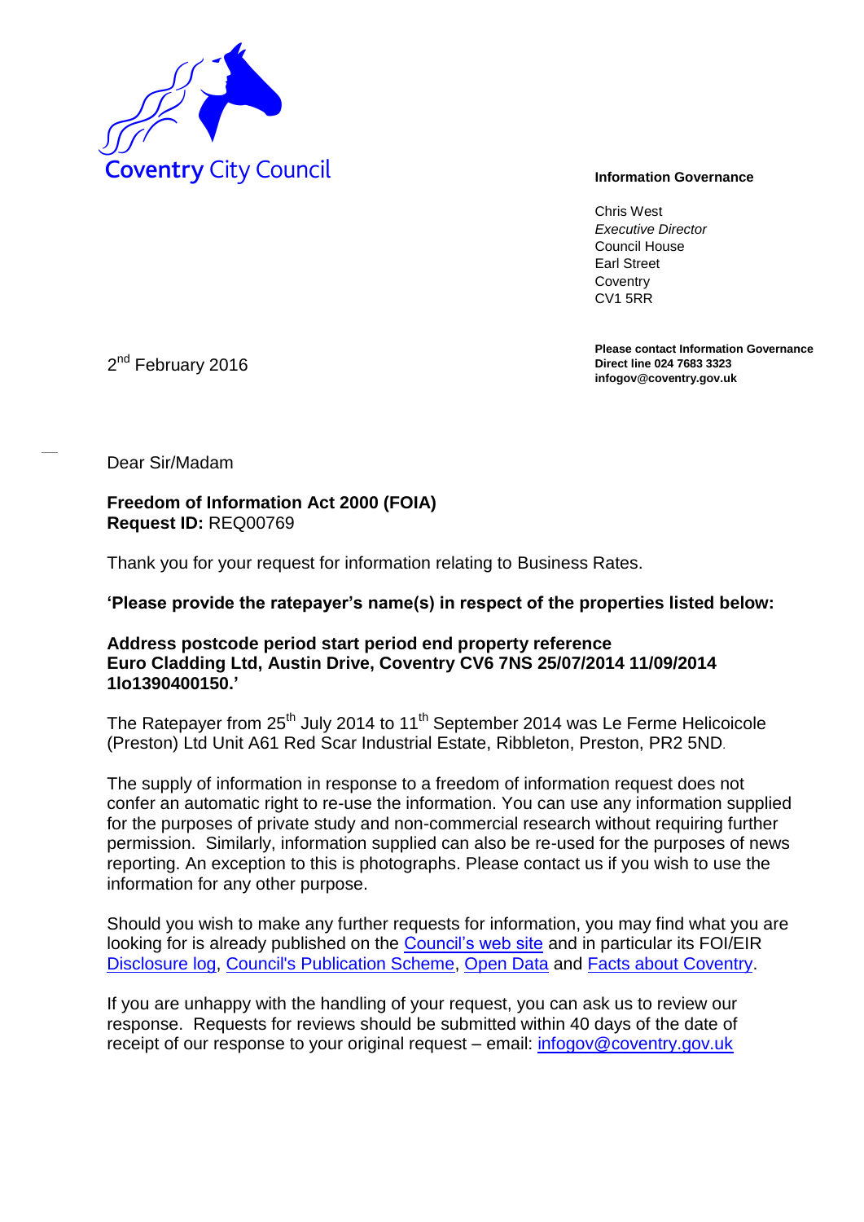Coventry City Council

**Information Governance**

Chris West
*Executive Director*
Council House
Earl Street
Coventry
CV1 5RR

**Please contact Information Governance**
**Direct line 024 7683 3323**
**infogov@coventry.gov.uk**

2nd February 2016

Dear Sir/Madam

**Freedom of Information Act 2000 (FOIA)**
**Request ID:** REQ00769

Thank you for your request for information relating to Business Rates.

**'Please provide the ratepayer's name(s) in respect of the properties listed below:**

**Address postcode period start period end property reference**
**Euro Cladding Ltd, Austin Drive, Coventry CV6 7NS 25/07/2014 11/09/2014 1lo1390400150.'**

The Ratepayer from 25th July 2014 to 11th September 2014 was Le Ferme Helicoicole (Preston) Ltd Unit A61 Red Scar Industrial Estate, Ribbleton, Preston, PR2 5ND.

The supply of information in response to a freedom of information request does not confer an automatic right to re-use the information. You can use any information supplied for the purposes of private study and non-commercial research without requiring further permission. Similarly, information supplied can also be re-used for the purposes of news reporting. An exception to this is photographs. Please contact us if you wish to use the information for any other purpose.

Should you wish to make any further requests for information, you may find what you are looking for is already published on the Council's web site and in particular its FOI/EIR Disclosure log, Council's Publication Scheme, Open Data and Facts about Coventry.

If you are unhappy with the handling of your request, you can ask us to review our response. Requests for reviews should be submitted within 40 days of the date of receipt of our response to your original request – email: infogov@coventry.gov.uk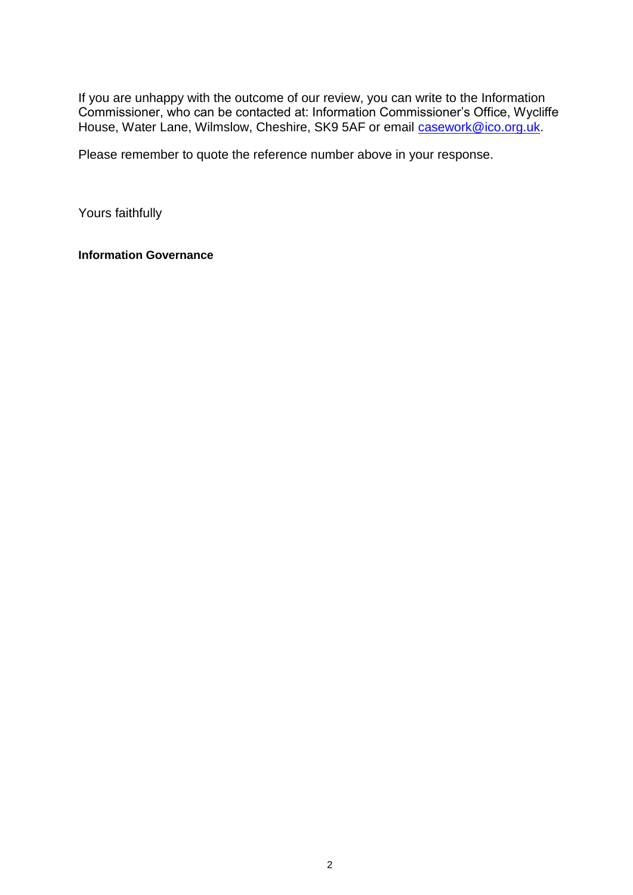If you are unhappy with the outcome of our review, you can write to the Information Commissioner, who can be contacted at: Information Commissioner's Office, Wycliffe House, Water Lane, Wilmslow, Cheshire, SK9 5AF or email casework@ico.org.uk.

Please remember to quote the reference number above in your response.

Yours faithfully

**Information Governance**